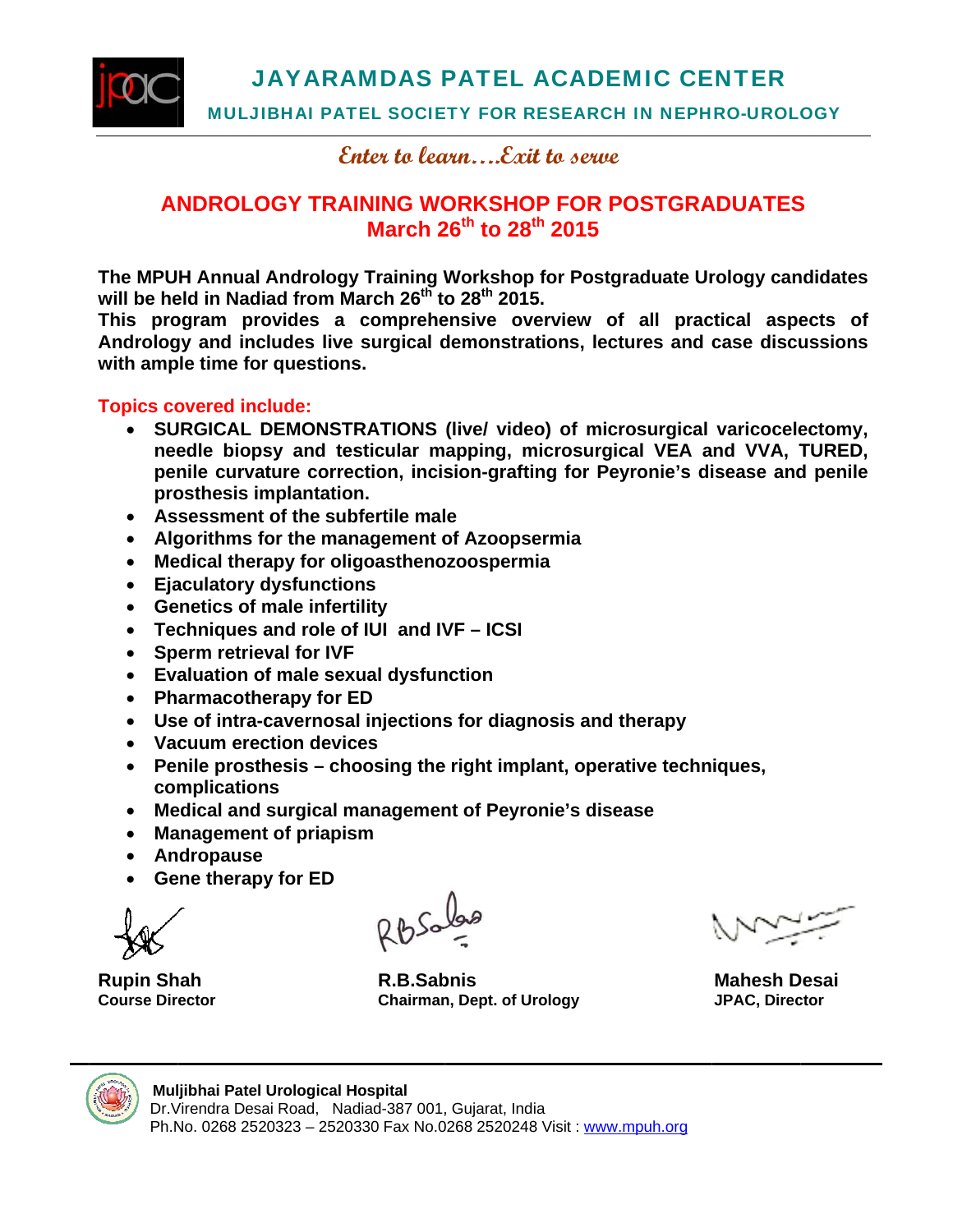# JAYARAMDAS PATEL ACADEMIC CENTER

**MULJIBHAI PATEL SOCIETY FOR RESEARCH IN NEPHRO-UROLOGY**

*Enter to learn....Exit to serve*

## ANDROLOGY TRAINING WORKSHOP FOR POSTGRADUATES
## March 26th to 28th 2015

**The MPUH Annual Andrology Training Workshop for Postgraduate Urology candidates will be held in Nadiad from March 26th to 28th 2015.**

**This program provides a comprehensive overview of all practical aspects of Andrology and includes live surgical demonstrations, lectures and case discussions with ample time for questions.**

**Topics covered include:**

- **SURGICAL DEMONSTRATIONS (live/ video) of microsurgical varicocelectomy, needle biopsy and testicular mapping, microsurgical VEA and VVA, TURED, penile curvature correction, incision-grafting for Peyronie's disease and penile prosthesis implantation.**
- **Assessment of the subfertile male**
- **Algorithms for the management of Azoopsermia**
- **Medical therapy for oligoasthenozoospermia**
- **Ejaculatory dysfunctions**
- **Genetics of male infertility**
- **Techniques and role of IUI and IVF – ICSI**
- **Sperm retrieval for IVF**
- **Evaluation of male sexual dysfunction**
- **Pharmacotherapy for ED**
- **Use of intra-cavernosal injections for diagnosis and therapy**
- **Vacuum erection devices**
- **Penile prosthesis – choosing the right implant, operative techniques, complications**
- **Medical and surgical management of Peyronie's disease**
- **Management of priapism**
- **Andropause**
- **Gene therapy for ED**

| **Rupin Shah** | **R.B.Sabnis** | **Mahesh Desai** |
|---|---|---|
| **Course Director** | **Chairman, Dept. of Urology** | **JPAC, Director** |

**Muljibhai Patel Urological Hospital**
Dr.Virendra Desai Road, Nadiad-387 001, Gujarat, India
Ph.No. 0268 2520323 – 2520330 Fax No.0268 2520248 Visit : www.mpuh.org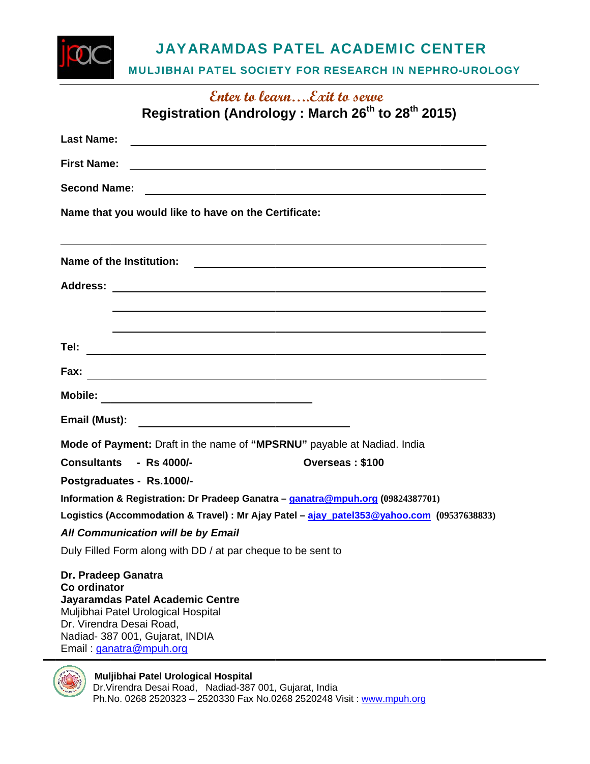# JAYARAMDAS PATEL ACADEMIC CENTER

## MULJIBHAI PATEL SOCIETY FOR RESEARCH IN NEPHRO-UROLOGY

*Enter to learn….Exit to serve*

## Registration (Andrology : March 26th to 28th 2015)

**Last Name:** ______________________________________________

**First Name:** ______________________________________________

**Second Name:** ______________________________________________

**Name that you would like to have on the Certificate:**

______________________________________________

**Name of the Institution:** ______________________________________________

**Address:** ______________________________________________

______________________________________________

______________________________________________

**Tel:** ______________________________________________

**Fax:** ______________________________________________

**Mobile:** ______________________

**Email (Must):** ______________________

**Mode of Payment:** Draft in the name of **"MPSRNU"** payable at Nadiad. India

**Consultants - Rs 4000/-** **Overseas : $100**

**Postgraduates - Rs.1000/-**

**Information & Registration: Dr Pradeep Ganatra – [ganatra@mpuh.org](mailto:ganatra@mpuh.org) (09824387701)**

**Logistics (Accommodation & Travel) : Mr Ajay Patel – [ajay_patel353@yahoo.com](mailto:ajay_patel353@yahoo.com) (09537638833)**

***All Communication will be by Email***

Duly Filled Form along with DD / at par cheque to be sent to

**Dr. Pradeep Ganatra**
**Co ordinator**
**Jayaramdas Patel Academic Centre**
Muljibhai Patel Urological Hospital
Dr. Virendra Desai Road,
Nadiad- 387 001, Gujarat, INDIA
Email : [ganatra@mpuh.org](mailto:ganatra@mpuh.org)

---

**Muljibhai Patel Urological Hospital**
Dr.Virendra Desai Road, Nadiad-387 001, Gujarat, India
Ph.No. 0268 2520323 – 2520330 Fax No.0268 2520248 Visit : [www.mpuh.org](http://www.mpuh.org)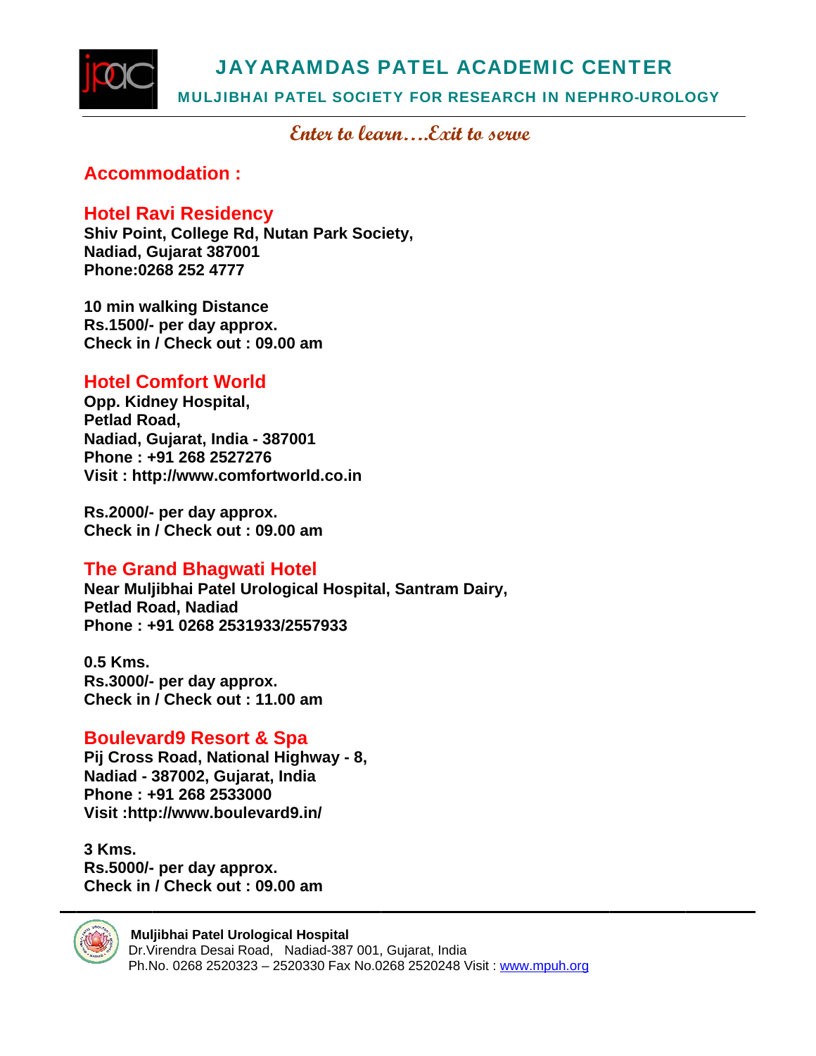Enter to learn….Exit to serve

## Accommodation :

### Hotel Ravi Residency

**Shiv Point, College Rd, Nutan Park Society,**
**Nadiad, Gujarat 387001**
**Phone:0268 252 4777**

**10 min walking Distance**
**Rs.1500/- per day approx.**
**Check in / Check out : 09.00 am**

### Hotel Comfort World

**Opp. Kidney Hospital,**
**Petlad Road,**
**Nadiad, Gujarat, India - 387001**
**Phone : +91 268 2527276**
**Visit : http://www.comfortworld.co.in**

**Rs.2000/- per day approx.**
**Check in / Check out : 09.00 am**

### The Grand Bhagwati Hotel

**Near Muljibhai Patel Urological Hospital, Santram Dairy,**
**Petlad Road, Nadiad**
**Phone : +91 0268 2531933/2557933**

**0.5 Kms.**
**Rs.3000/- per day approx.**
**Check in / Check out : 11.00 am**

### Boulevard9 Resort & Spa

**Pij Cross Road, National Highway - 8,**
**Nadiad - 387002, Gujarat, India**
**Phone : +91 268 2533000**
**Visit :http://www.boulevard9.in/**

**3 Kms.**
**Rs.5000/- per day approx.**
**Check in / Check out : 09.00 am**